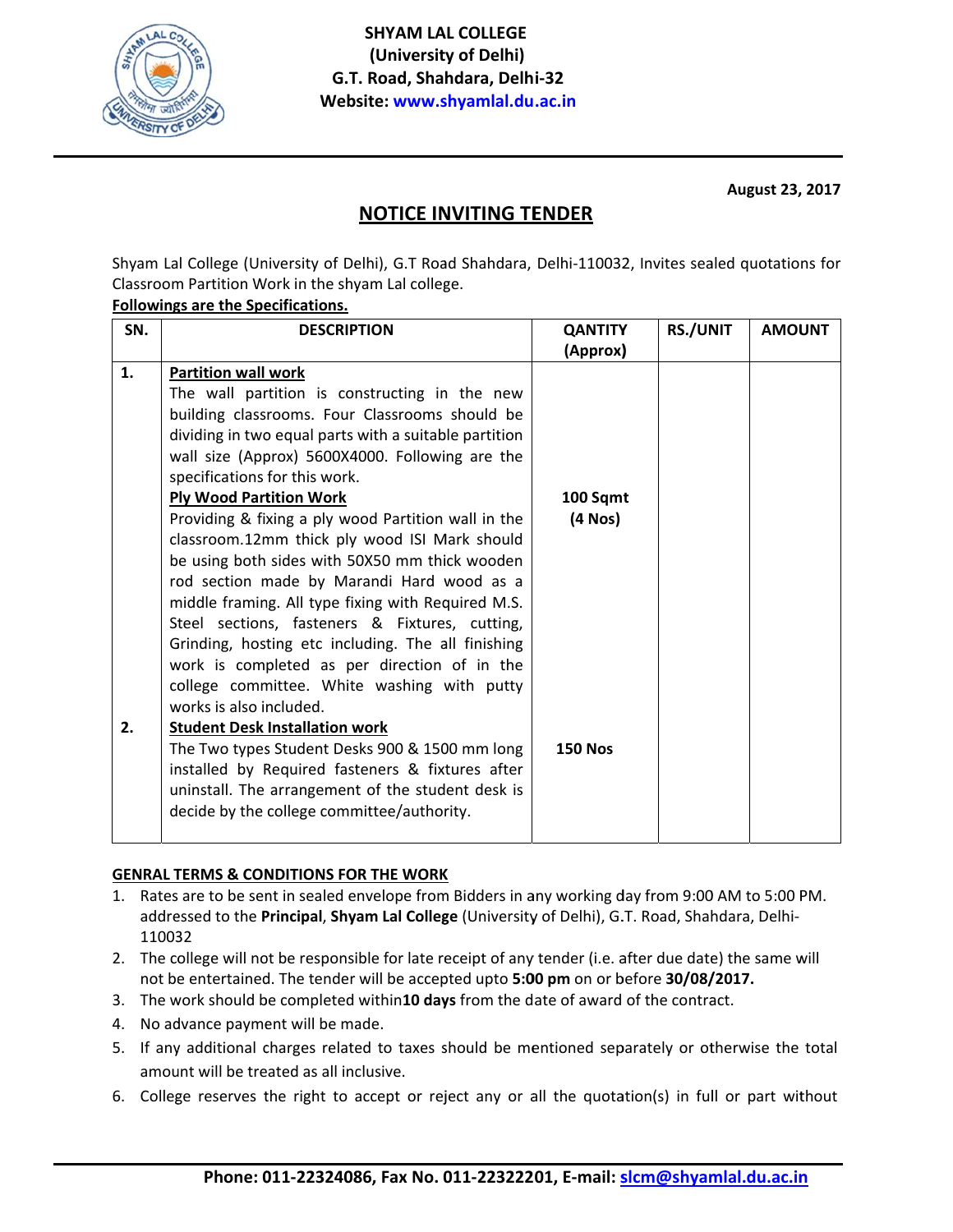**SHYAM LAL COLLEGE**
**(University of Delhi)**
**G.T. Road, Shahdara, Delhi-32**
**Website: www.shyamlal.du.ac.in**

**August 23, 2017**

## NOTICE INVITING TENDER

Shyam Lal College (University of Delhi), G.T Road Shahdara, Delhi-110032, Invites sealed quotations for Classroom Partition Work in the shyam Lal college.

**Followings are the Specifications.**

| SN. | DESCRIPTION | QANTITY (Approx) | RS./UNIT | AMOUNT |
|---|---|---|---|---|
| **1.** | **Partition wall work**<br>The wall partition is constructing in the new building classrooms. Four Classrooms should be dividing in two equal parts with a suitable partition wall size (Approx) 5600X4000. Following are the specifications for this work.<br>**Ply Wood Partition Work**<br>Providing & fixing a ply wood Partition wall in the classroom.12mm thick ply wood ISI Mark should be using both sides with 50X50 mm thick wooden rod section made by Marandi Hard wood as a middle framing. All type fixing with Required M.S. Steel sections, fasteners & Fixtures, cutting, Grinding, hosting etc including. The all finishing work is completed as per direction of in the college committee. White washing with putty works is also included. | **100 Sqmt (4 Nos)** | | |
| **2.** | **Student Desk Installation work**<br>The Two types Student Desks 900 & 1500 mm long installed by Required fasteners & fixtures after uninstall. The arrangement of the student desk is decide by the college committee/authority. | **150 Nos** | | |

**GENRAL TERMS & CONDITIONS FOR THE WORK**

1. Rates are to be sent in sealed envelope from Bidders in any working day from 9:00 AM to 5:00 PM. addressed to the **Principal**, **Shyam Lal College** (University of Delhi), G.T. Road, Shahdara, Delhi-110032
2. The college will not be responsible for late receipt of any tender (i.e. after due date) the same will not be entertained. The tender will be accepted upto **5:00 pm** on or before **30/08/2017.**
3. The work should be completed within**10 days** from the date of award of the contract.
4. No advance payment will be made.
5. If any additional charges related to taxes should be mentioned separately or otherwise the total amount will be treated as all inclusive.
6. College reserves the right to accept or reject any or all the quotation(s) in full or part without

**Phone: 011-22324086, Fax No. 011-22322201, E-mail: slcm@shyamlal.du.ac.in**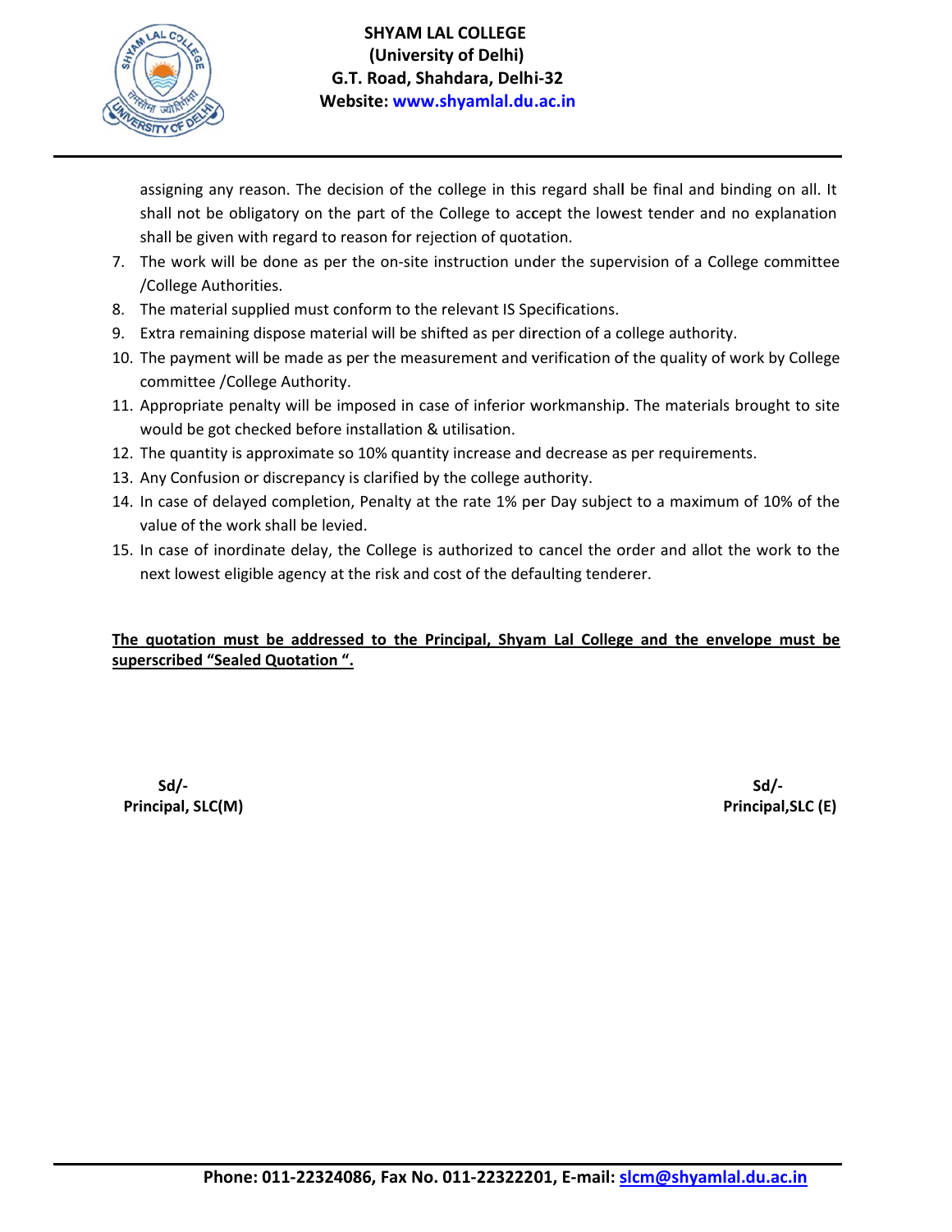assigning any reason. The decision of the college in this regard shall be final and binding on all. It shall not be obligatory on the part of the College to accept the lowest tender and no explanation shall be given with regard to reason for rejection of quotation.

7. The work will be done as per the on-site instruction under the supervision of a College committee /College Authorities.
8. The material supplied must conform to the relevant IS Specifications.
9. Extra remaining dispose material will be shifted as per direction of a college authority.
10. The payment will be made as per the measurement and verification of the quality of work by College committee /College Authority.
11. Appropriate penalty will be imposed in case of inferior workmanship. The materials brought to site would be got checked before installation & utilisation.
12. The quantity is approximate so 10% quantity increase and decrease as per requirements.
13. Any Confusion or discrepancy is clarified by the college authority.
14. In case of delayed completion, Penalty at the rate 1% per Day subject to a maximum of 10% of the value of the work shall be levied.
15. In case of inordinate delay, the College is authorized to cancel the order and allot the work to the next lowest eligible agency at the risk and cost of the defaulting tenderer.

**The quotation must be addressed to the Principal, Shyam Lal College and the envelope must be superscribed "Sealed Quotation ".**

**Sd/-**
**Principal, SLC(M)**

**Sd/-**
**Principal,SLC (E)**